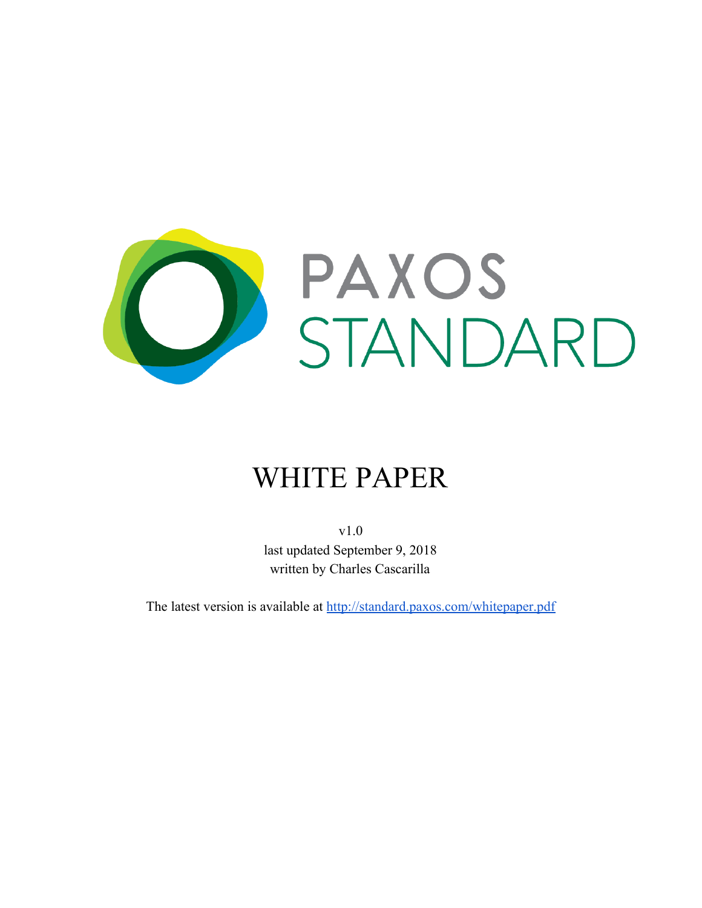# PAXOS STANDARD

# WHITE PAPER

v1.0
last updated September 9, 2018
written by Charles Cascarilla

The latest version is available at [http://standard.paxos.com/whitepaper.pdf](http://standard.paxos.com/whitepaper.pdf)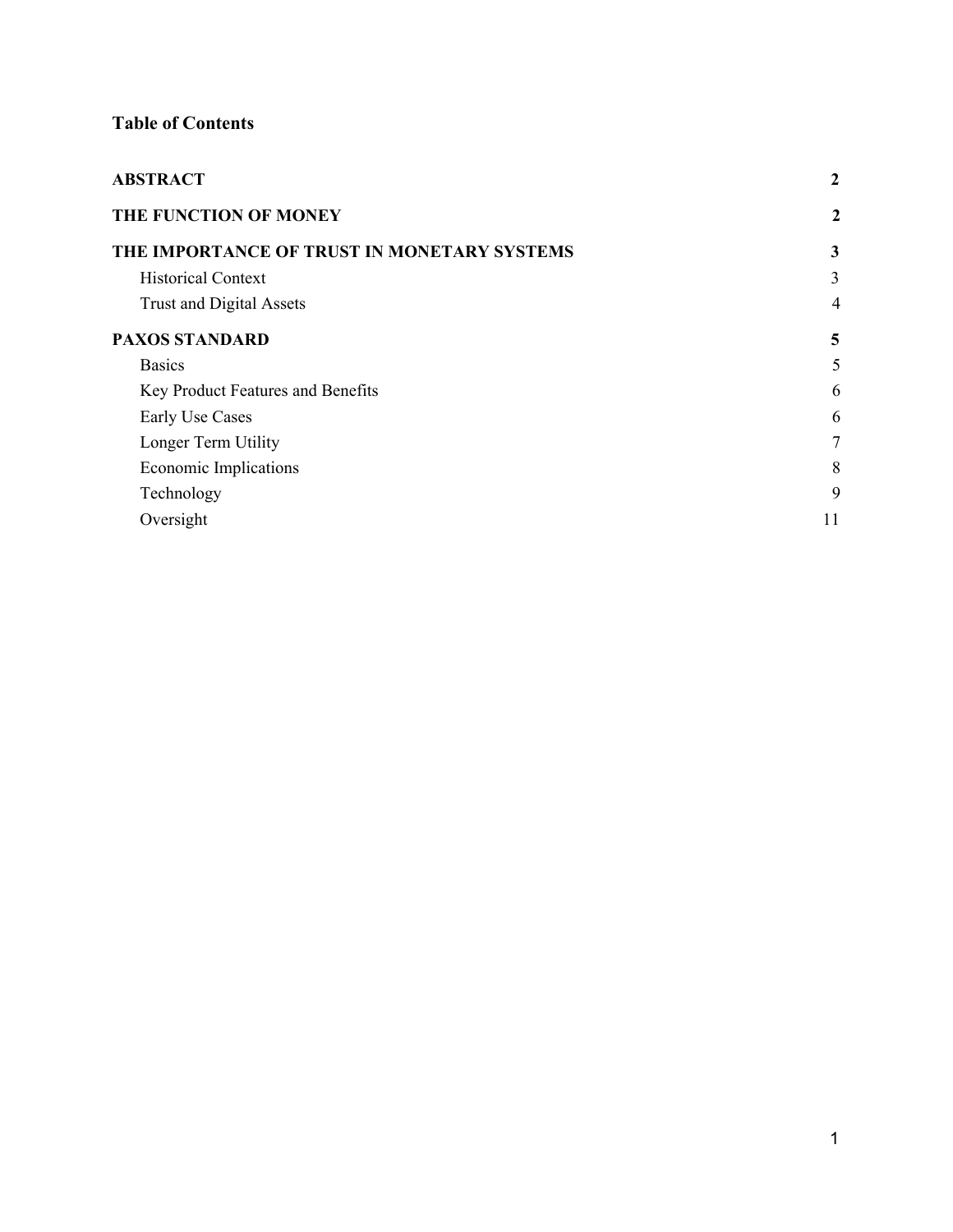## Table of Contents

| | |
|---|---|
| **ABSTRACT** | **2** |
| **THE FUNCTION OF MONEY** | **2** |
| **THE IMPORTANCE OF TRUST IN MONETARY SYSTEMS** | **3** |
| Historical Context | 3 |
| Trust and Digital Assets | 4 |
| **PAXOS STANDARD** | **5** |
| Basics | 5 |
| Key Product Features and Benefits | 6 |
| Early Use Cases | 6 |
| Longer Term Utility | 7 |
| Economic Implications | 8 |
| Technology | 9 |
| Oversight | 11 |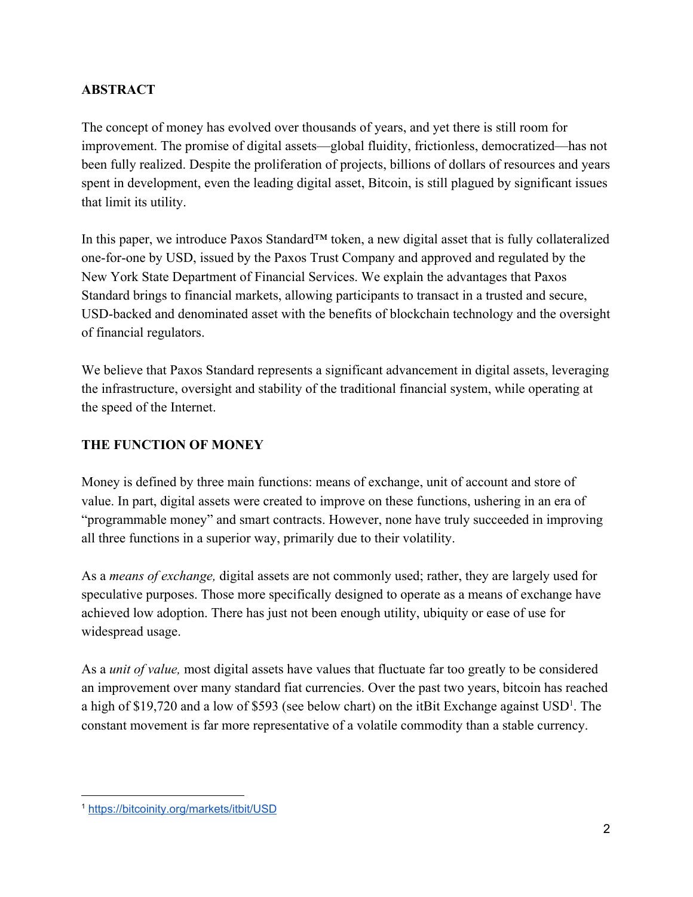## ABSTRACT

The concept of money has evolved over thousands of years, and yet there is still room for improvement. The promise of digital assets—global fluidity, frictionless, democratized—has not been fully realized. Despite the proliferation of projects, billions of dollars of resources and years spent in development, even the leading digital asset, Bitcoin, is still plagued by significant issues that limit its utility.

In this paper, we introduce Paxos Standard™ token, a new digital asset that is fully collateralized one-for-one by USD, issued by the Paxos Trust Company and approved and regulated by the New York State Department of Financial Services. We explain the advantages that Paxos Standard brings to financial markets, allowing participants to transact in a trusted and secure, USD-backed and denominated asset with the benefits of blockchain technology and the oversight of financial regulators.

We believe that Paxos Standard represents a significant advancement in digital assets, leveraging the infrastructure, oversight and stability of the traditional financial system, while operating at the speed of the Internet.

## THE FUNCTION OF MONEY

Money is defined by three main functions: means of exchange, unit of account and store of value. In part, digital assets were created to improve on these functions, ushering in an era of "programmable money" and smart contracts. However, none have truly succeeded in improving all three functions in a superior way, primarily due to their volatility.

As a *means of exchange,* digital assets are not commonly used; rather, they are largely used for speculative purposes. Those more specifically designed to operate as a means of exchange have achieved low adoption. There has just not been enough utility, ubiquity or ease of use for widespread usage.

As a *unit of value,* most digital assets have values that fluctuate far too greatly to be considered an improvement over many standard fiat currencies. Over the past two years, bitcoin has reached a high of $19,720 and a low of $593 (see below chart) on the itBit Exchange against USD[1]. The constant movement is far more representative of a volatile commodity than a stable currency.

[1] https://bitcoinity.org/markets/itbit/USD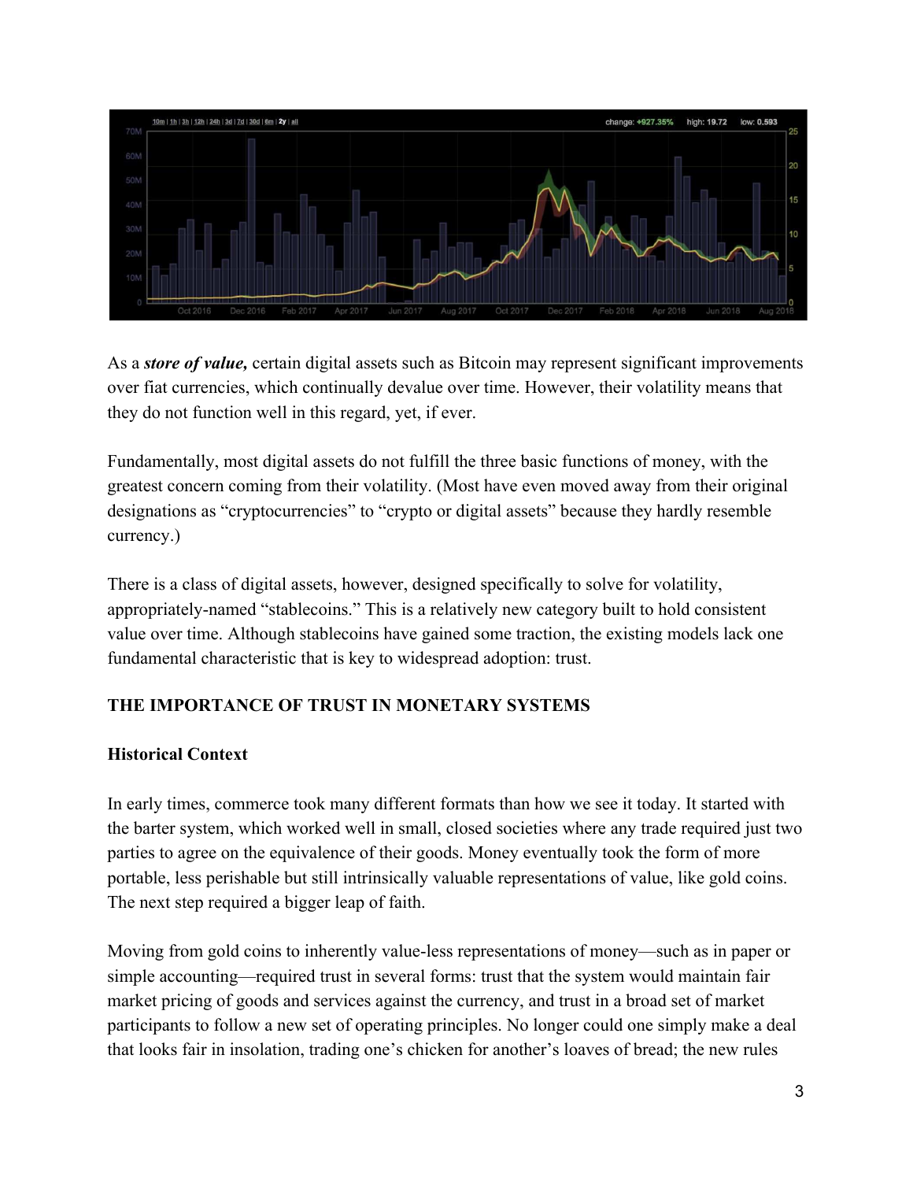As a ***store of value,*** certain digital assets such as Bitcoin may represent significant improvements over fiat currencies, which continually devalue over time. However, their volatility means that they do not function well in this regard, yet, if ever.

Fundamentally, most digital assets do not fulfill the three basic functions of money, with the greatest concern coming from their volatility. (Most have even moved away from their original designations as "cryptocurrencies" to "crypto or digital assets" because they hardly resemble currency.)

There is a class of digital assets, however, designed specifically to solve for volatility, appropriately-named "stablecoins." This is a relatively new category built to hold consistent value over time. Although stablecoins have gained some traction, the existing models lack one fundamental characteristic that is key to widespread adoption: trust.

## THE IMPORTANCE OF TRUST IN MONETARY SYSTEMS

### Historical Context

In early times, commerce took many different formats than how we see it today. It started with the barter system, which worked well in small, closed societies where any trade required just two parties to agree on the equivalence of their goods. Money eventually took the form of more portable, less perishable but still intrinsically valuable representations of value, like gold coins. The next step required a bigger leap of faith.

Moving from gold coins to inherently value-less representations of money—such as in paper or simple accounting—required trust in several forms: trust that the system would maintain fair market pricing of goods and services against the currency, and trust in a broad set of market participants to follow a new set of operating principles. No longer could one simply make a deal that looks fair in insolation, trading one's chicken for another's loaves of bread; the new rules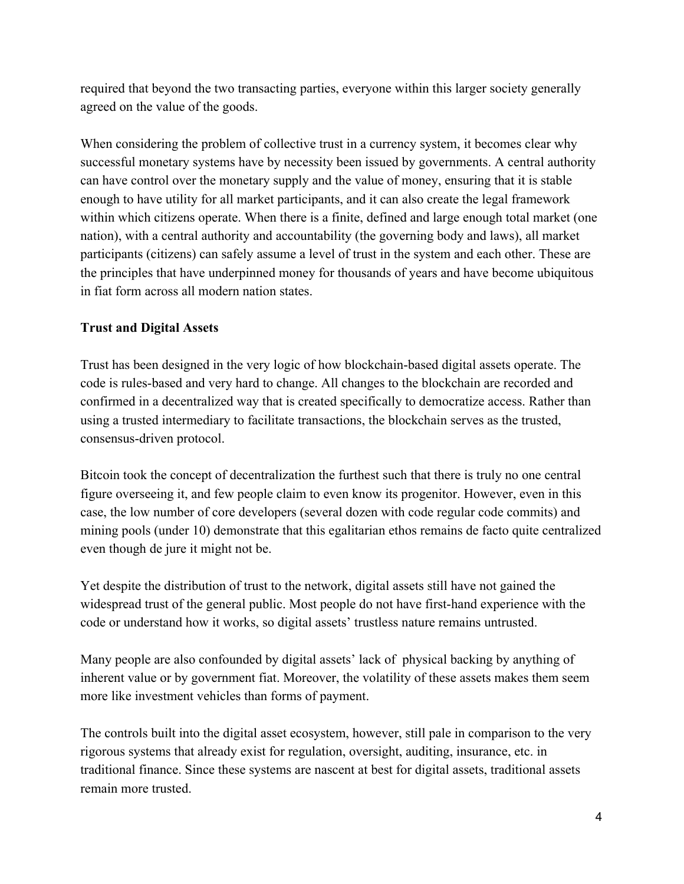required that beyond the two transacting parties, everyone within this larger society generally agreed on the value of the goods.

When considering the problem of collective trust in a currency system, it becomes clear why successful monetary systems have by necessity been issued by governments. A central authority can have control over the monetary supply and the value of money, ensuring that it is stable enough to have utility for all market participants, and it can also create the legal framework within which citizens operate. When there is a finite, defined and large enough total market (one nation), with a central authority and accountability (the governing body and laws), all market participants (citizens) can safely assume a level of trust in the system and each other. These are the principles that have underpinned money for thousands of years and have become ubiquitous in fiat form across all modern nation states.

**Trust and Digital Assets**

Trust has been designed in the very logic of how blockchain-based digital assets operate. The code is rules-based and very hard to change. All changes to the blockchain are recorded and confirmed in a decentralized way that is created specifically to democratize access. Rather than using a trusted intermediary to facilitate transactions, the blockchain serves as the trusted, consensus-driven protocol.

Bitcoin took the concept of decentralization the furthest such that there is truly no one central figure overseeing it, and few people claim to even know its progenitor. However, even in this case, the low number of core developers (several dozen with code regular code commits) and mining pools (under 10) demonstrate that this egalitarian ethos remains de facto quite centralized even though de jure it might not be.

Yet despite the distribution of trust to the network, digital assets still have not gained the widespread trust of the general public. Most people do not have first-hand experience with the code or understand how it works, so digital assets' trustless nature remains untrusted.

Many people are also confounded by digital assets' lack of physical backing by anything of inherent value or by government fiat. Moreover, the volatility of these assets makes them seem more like investment vehicles than forms of payment.

The controls built into the digital asset ecosystem, however, still pale in comparison to the very rigorous systems that already exist for regulation, oversight, auditing, insurance, etc. in traditional finance. Since these systems are nascent at best for digital assets, traditional assets remain more trusted.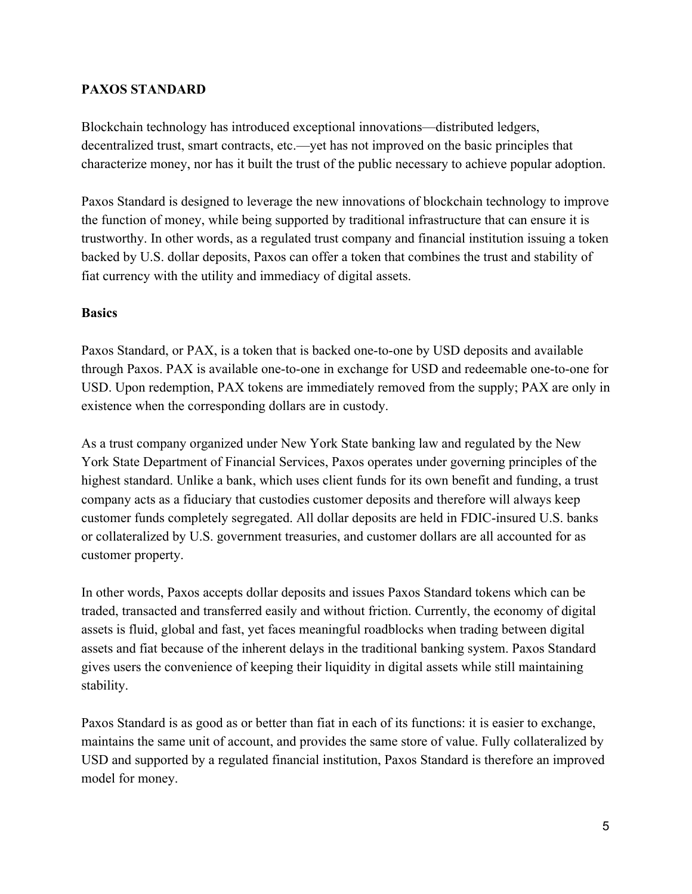## PAXOS STANDARD

Blockchain technology has introduced exceptional innovations—distributed ledgers, decentralized trust, smart contracts, etc.—yet has not improved on the basic principles that characterize money, nor has it built the trust of the public necessary to achieve popular adoption.

Paxos Standard is designed to leverage the new innovations of blockchain technology to improve the function of money, while being supported by traditional infrastructure that can ensure it is trustworthy. In other words, as a regulated trust company and financial institution issuing a token backed by U.S. dollar deposits, Paxos can offer a token that combines the trust and stability of fiat currency with the utility and immediacy of digital assets.

### Basics

Paxos Standard, or PAX, is a token that is backed one-to-one by USD deposits and available through Paxos. PAX is available one-to-one in exchange for USD and redeemable one-to-one for USD. Upon redemption, PAX tokens are immediately removed from the supply; PAX are only in existence when the corresponding dollars are in custody.

As a trust company organized under New York State banking law and regulated by the New York State Department of Financial Services, Paxos operates under governing principles of the highest standard. Unlike a bank, which uses client funds for its own benefit and funding, a trust company acts as a fiduciary that custodies customer deposits and therefore will always keep customer funds completely segregated. All dollar deposits are held in FDIC-insured U.S. banks or collateralized by U.S. government treasuries, and customer dollars are all accounted for as customer property.

In other words, Paxos accepts dollar deposits and issues Paxos Standard tokens which can be traded, transacted and transferred easily and without friction. Currently, the economy of digital assets is fluid, global and fast, yet faces meaningful roadblocks when trading between digital assets and fiat because of the inherent delays in the traditional banking system. Paxos Standard gives users the convenience of keeping their liquidity in digital assets while still maintaining stability.

Paxos Standard is as good as or better than fiat in each of its functions: it is easier to exchange, maintains the same unit of account, and provides the same store of value. Fully collateralized by USD and supported by a regulated financial institution, Paxos Standard is therefore an improved model for money.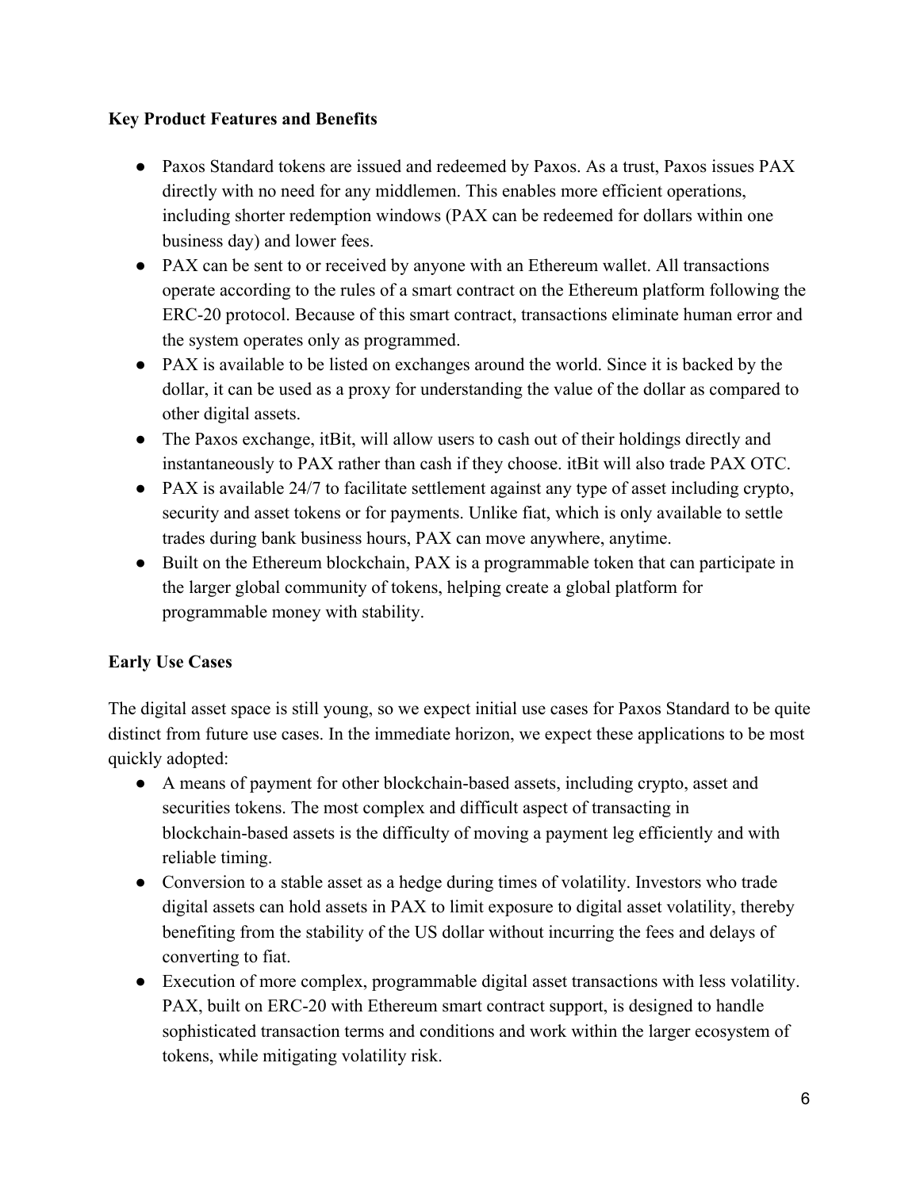**Key Product Features and Benefits**

- Paxos Standard tokens are issued and redeemed by Paxos. As a trust, Paxos issues PAX directly with no need for any middlemen. This enables more efficient operations, including shorter redemption windows (PAX can be redeemed for dollars within one business day) and lower fees.
- PAX can be sent to or received by anyone with an Ethereum wallet. All transactions operate according to the rules of a smart contract on the Ethereum platform following the ERC-20 protocol. Because of this smart contract, transactions eliminate human error and the system operates only as programmed.
- PAX is available to be listed on exchanges around the world. Since it is backed by the dollar, it can be used as a proxy for understanding the value of the dollar as compared to other digital assets.
- The Paxos exchange, itBit, will allow users to cash out of their holdings directly and instantaneously to PAX rather than cash if they choose. itBit will also trade PAX OTC.
- PAX is available 24/7 to facilitate settlement against any type of asset including crypto, security and asset tokens or for payments. Unlike fiat, which is only available to settle trades during bank business hours, PAX can move anywhere, anytime.
- Built on the Ethereum blockchain, PAX is a programmable token that can participate in the larger global community of tokens, helping create a global platform for programmable money with stability.

**Early Use Cases**

The digital asset space is still young, so we expect initial use cases for Paxos Standard to be quite distinct from future use cases. In the immediate horizon, we expect these applications to be most quickly adopted:

- A means of payment for other blockchain-based assets, including crypto, asset and securities tokens. The most complex and difficult aspect of transacting in blockchain-based assets is the difficulty of moving a payment leg efficiently and with reliable timing.
- Conversion to a stable asset as a hedge during times of volatility. Investors who trade digital assets can hold assets in PAX to limit exposure to digital asset volatility, thereby benefiting from the stability of the US dollar without incurring the fees and delays of converting to fiat.
- Execution of more complex, programmable digital asset transactions with less volatility. PAX, built on ERC-20 with Ethereum smart contract support, is designed to handle sophisticated transaction terms and conditions and work within the larger ecosystem of tokens, while mitigating volatility risk.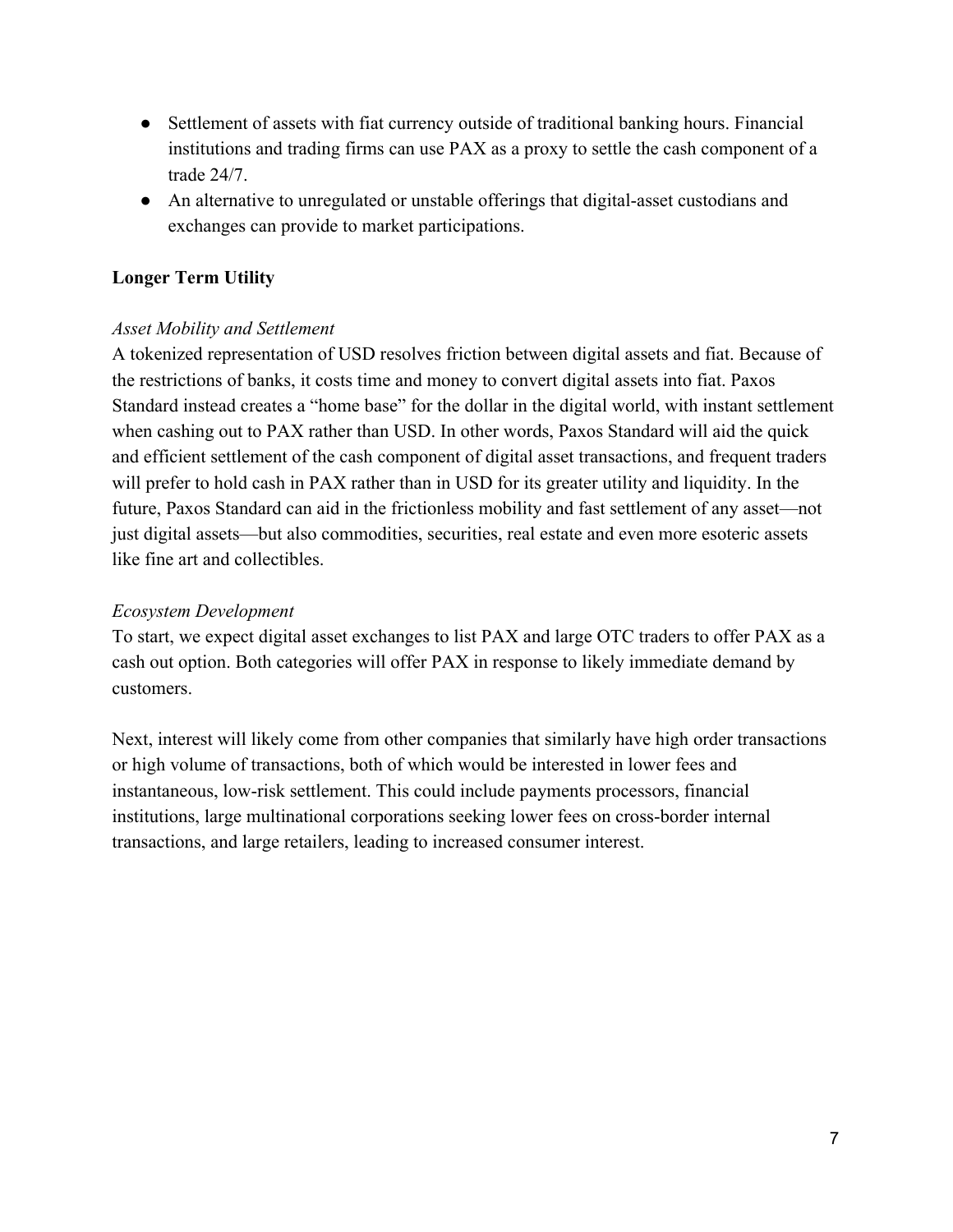- Settlement of assets with fiat currency outside of traditional banking hours. Financial institutions and trading firms can use PAX as a proxy to settle the cash component of a trade 24/7.
- An alternative to unregulated or unstable offerings that digital-asset custodians and exchanges can provide to market participations.

**Longer Term Utility**

*Asset Mobility and Settlement*

A tokenized representation of USD resolves friction between digital assets and fiat. Because of the restrictions of banks, it costs time and money to convert digital assets into fiat. Paxos Standard instead creates a "home base" for the dollar in the digital world, with instant settlement when cashing out to PAX rather than USD. In other words, Paxos Standard will aid the quick and efficient settlement of the cash component of digital asset transactions, and frequent traders will prefer to hold cash in PAX rather than in USD for its greater utility and liquidity. In the future, Paxos Standard can aid in the frictionless mobility and fast settlement of any asset—not just digital assets—but also commodities, securities, real estate and even more esoteric assets like fine art and collectibles.

*Ecosystem Development*

To start, we expect digital asset exchanges to list PAX and large OTC traders to offer PAX as a cash out option. Both categories will offer PAX in response to likely immediate demand by customers.

Next, interest will likely come from other companies that similarly have high order transactions or high volume of transactions, both of which would be interested in lower fees and instantaneous, low-risk settlement. This could include payments processors, financial institutions, large multinational corporations seeking lower fees on cross-border internal transactions, and large retailers, leading to increased consumer interest.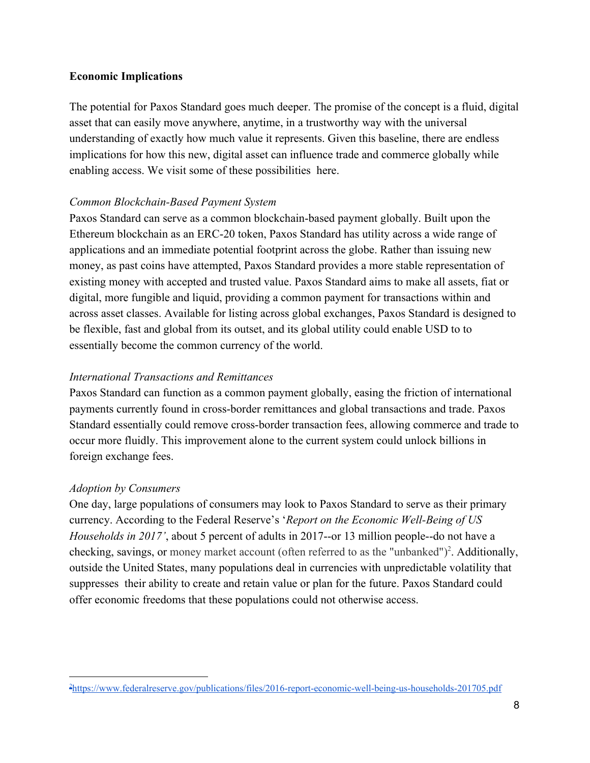**Economic Implications**

The potential for Paxos Standard goes much deeper. The promise of the concept is a fluid, digital asset that can easily move anywhere, anytime, in a trustworthy way with the universal understanding of exactly how much value it represents. Given this baseline, there are endless implications for how this new, digital asset can influence trade and commerce globally while enabling access. We visit some of these possibilities here.

*Common Blockchain-Based Payment System*

Paxos Standard can serve as a common blockchain-based payment globally. Built upon the Ethereum blockchain as an ERC-20 token, Paxos Standard has utility across a wide range of applications and an immediate potential footprint across the globe. Rather than issuing new money, as past coins have attempted, Paxos Standard provides a more stable representation of existing money with accepted and trusted value. Paxos Standard aims to make all assets, fiat or digital, more fungible and liquid, providing a common payment for transactions within and across asset classes. Available for listing across global exchanges, Paxos Standard is designed to be flexible, fast and global from its outset, and its global utility could enable USD to to essentially become the common currency of the world.

*International Transactions and Remittances*

Paxos Standard can function as a common payment globally, easing the friction of international payments currently found in cross-border remittances and global transactions and trade. Paxos Standard essentially could remove cross-border transaction fees, allowing commerce and trade to occur more fluidly. This improvement alone to the current system could unlock billions in foreign exchange fees.

*Adoption by Consumers*

One day, large populations of consumers may look to Paxos Standard to serve as their primary currency. According to the Federal Reserve's '*Report on the Economic Well-Being of US Households in 2017'*, about 5 percent of adults in 2017--or 13 million people--do not have a checking, savings, or money market account (often referred to as the "unbanked")[2]. Additionally, outside the United States, many populations deal in currencies with unpredictable volatility that suppresses their ability to create and retain value or plan for the future. Paxos Standard could offer economic freedoms that these populations could not otherwise access.

---

[2] https://www.federalreserve.gov/publications/files/2016-report-economic-well-being-us-households-201705.pdf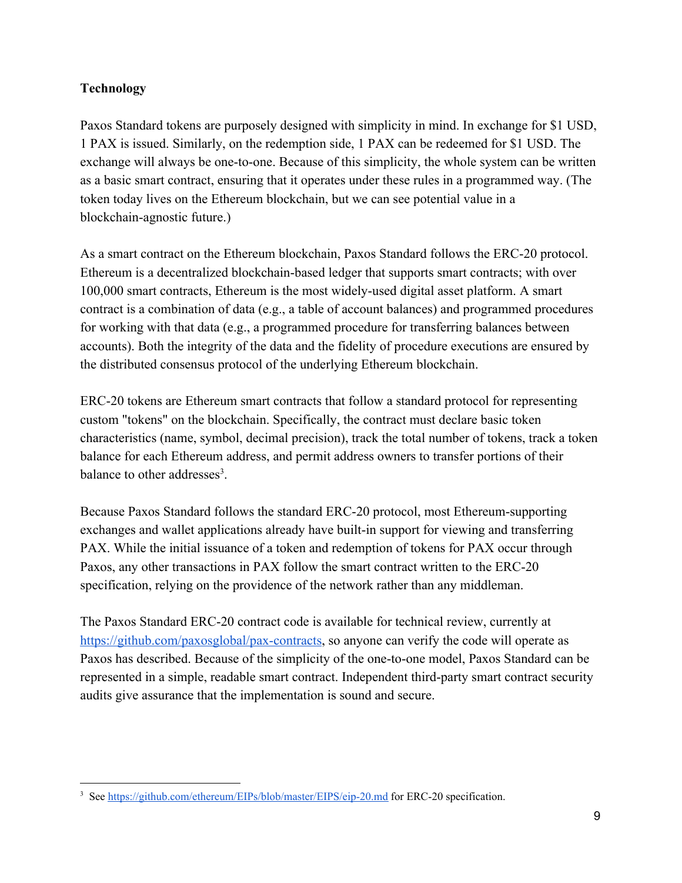**Technology**

Paxos Standard tokens are purposely designed with simplicity in mind. In exchange for $1 USD, 1 PAX is issued. Similarly, on the redemption side, 1 PAX can be redeemed for $1 USD. The exchange will always be one-to-one. Because of this simplicity, the whole system can be written as a basic smart contract, ensuring that it operates under these rules in a programmed way. (The token today lives on the Ethereum blockchain, but we can see potential value in a blockchain-agnostic future.)

As a smart contract on the Ethereum blockchain, Paxos Standard follows the ERC-20 protocol. Ethereum is a decentralized blockchain-based ledger that supports smart contracts; with over 100,000 smart contracts, Ethereum is the most widely-used digital asset platform. A smart contract is a combination of data (e.g., a table of account balances) and programmed procedures for working with that data (e.g., a programmed procedure for transferring balances between accounts). Both the integrity of the data and the fidelity of procedure executions are ensured by the distributed consensus protocol of the underlying Ethereum blockchain.

ERC-20 tokens are Ethereum smart contracts that follow a standard protocol for representing custom "tokens" on the blockchain. Specifically, the contract must declare basic token characteristics (name, symbol, decimal precision), track the total number of tokens, track a token balance for each Ethereum address, and permit address owners to transfer portions of their balance to other addresses[3].

Because Paxos Standard follows the standard ERC-20 protocol, most Ethereum-supporting exchanges and wallet applications already have built-in support for viewing and transferring PAX. While the initial issuance of a token and redemption of tokens for PAX occur through Paxos, any other transactions in PAX follow the smart contract written to the ERC-20 specification, relying on the providence of the network rather than any middleman.

The Paxos Standard ERC-20 contract code is available for technical review, currently at https://github.com/paxosglobal/pax-contracts, so anyone can verify the code will operate as Paxos has described. Because of the simplicity of the one-to-one model, Paxos Standard can be represented in a simple, readable smart contract. Independent third-party smart contract security audits give assurance that the implementation is sound and secure.

[3] See https://github.com/ethereum/EIPs/blob/master/EIPS/eip-20.md for ERC-20 specification.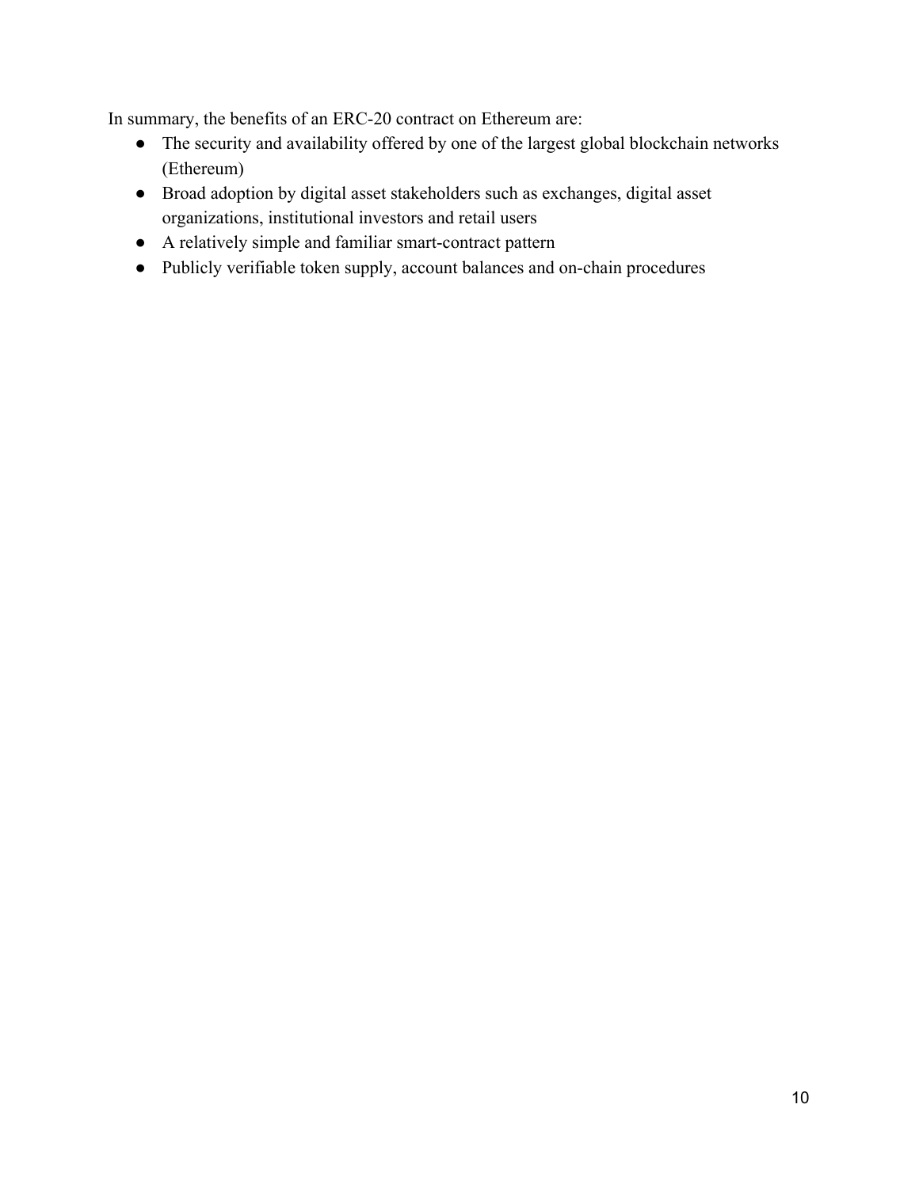In summary, the benefits of an ERC-20 contract on Ethereum are:

- The security and availability offered by one of the largest global blockchain networks (Ethereum)
- Broad adoption by digital asset stakeholders such as exchanges, digital asset organizations, institutional investors and retail users
- A relatively simple and familiar smart-contract pattern
- Publicly verifiable token supply, account balances and on-chain procedures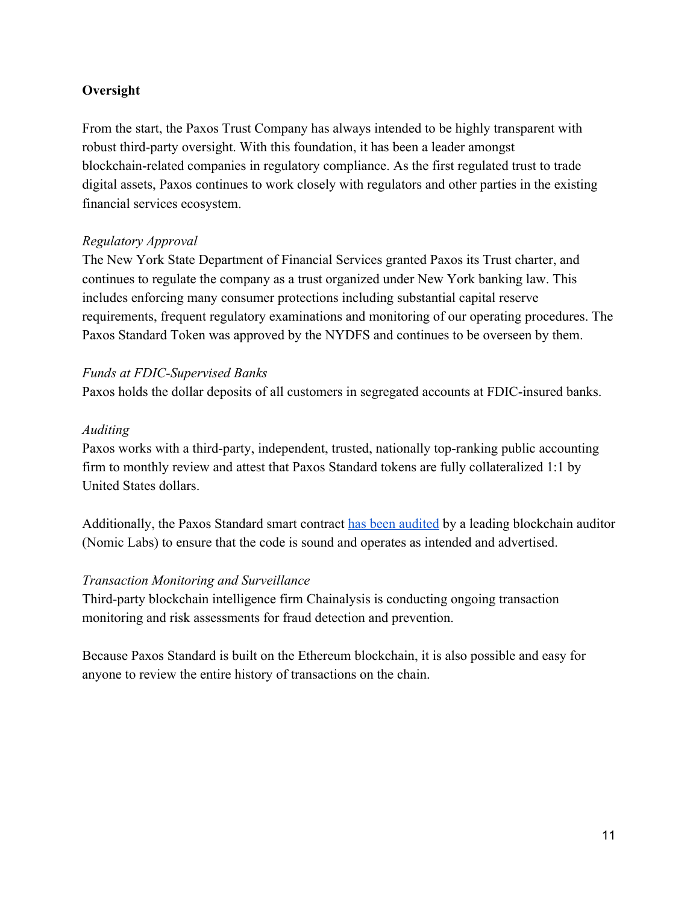## Oversight

From the start, the Paxos Trust Company has always intended to be highly transparent with robust third-party oversight. With this foundation, it has been a leader amongst blockchain-related companies in regulatory compliance. As the first regulated trust to trade digital assets, Paxos continues to work closely with regulators and other parties in the existing financial services ecosystem.

*Regulatory Approval*

The New York State Department of Financial Services granted Paxos its Trust charter, and continues to regulate the company as a trust organized under New York banking law. This includes enforcing many consumer protections including substantial capital reserve requirements, frequent regulatory examinations and monitoring of our operating procedures. The Paxos Standard Token was approved by the NYDFS and continues to be overseen by them.

*Funds at FDIC-Supervised Banks*

Paxos holds the dollar deposits of all customers in segregated accounts at FDIC-insured banks.

*Auditing*

Paxos works with a third-party, independent, trusted, nationally top-ranking public accounting firm to monthly review and attest that Paxos Standard tokens are fully collateralized 1:1 by United States dollars.

Additionally, the Paxos Standard smart contract has been audited by a leading blockchain auditor (Nomic Labs) to ensure that the code is sound and operates as intended and advertised.

*Transaction Monitoring and Surveillance*

Third-party blockchain intelligence firm Chainalysis is conducting ongoing transaction monitoring and risk assessments for fraud detection and prevention.

Because Paxos Standard is built on the Ethereum blockchain, it is also possible and easy for anyone to review the entire history of transactions on the chain.